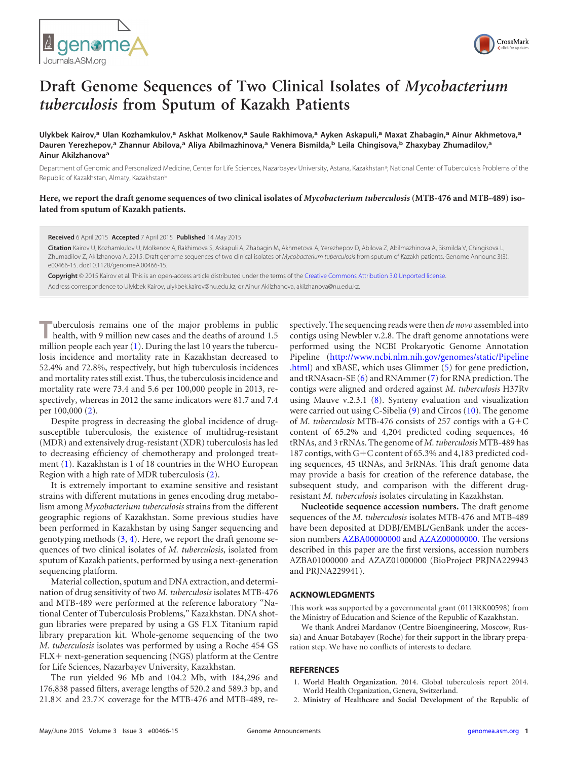# Draft Genome Sequences of Two Clinical Isolates of *Mycobacterium tuberculosis* from Sputum of Kazakh Patients

**Ulykbek Kairov,[a] Ulan Kozhamkulov,[a] Askhat Molkenov,[a] Saule Rakhimova,[a] Ayken Askapuli,[a] Maxat Zhabagin,[a] Ainur Akhmetova,[a] Dauren Yerezhepov,[a] Zhannur Abilova,[a] Aliya Abilmazhinova,[a] Venera Bismilda,[b] Leila Chingisova,[b] Zhaxybay Zhumadilov,[a] Ainur Akilzhanova[a]**

Department of Genomic and Personalized Medicine, Center for Life Sciences, Nazarbayev University, Astana, Kazakhstan[a]; National Center of Tuberculosis Problems of the Republic of Kazakhstan, Almaty, Kazakhstan[b]

**Here, we report the draft genome sequences of two clinical isolates of *Mycobacterium tuberculosis* (MTB-476 and MTB-489) isolated from sputum of Kazakh patients.**

**Received** 6 April 2015 **Accepted** 7 April 2015 **Published** 14 May 2015

**Citation** Kairov U, Kozhamkulov U, Molkenov A, Rakhimova S, Askapuli A, Zhabagin M, Akhmetova A, Yerezhepov D, Abilova Z, Abilmazhinova A, Bismilda V, Chingisova L, Zhumadilov Z, Akilzhanova A. 2015. Draft genome sequences of two clinical isolates of *Mycobacterium tuberculosis* from sputum of Kazakh patients. Genome Announc 3(3):e00466-15. doi:10.1128/genomeA.00466-15.

**Copyright** © 2015 Kairov et al. This is an open-access article distributed under the terms of the Creative Commons Attribution 3.0 Unported license.

Address correspondence to Ulykbek Kairov, ulykbek.kairov@nu.edu.kz, or Ainur Akilzhanova, akilzhanova@nu.edu.kz.

Tuberculosis remains one of the major problems in public health, with 9 million new cases and the deaths of around 1.5 million people each year (1). During the last 10 years the tuberculosis incidence and mortality rate in Kazakhstan decreased to 52.4% and 72.8%, respectively, but high tuberculosis incidences and mortality rates still exist. Thus, the tuberculosis incidence and mortality rate were 73.4 and 5.6 per 100,000 people in 2013, respectively, whereas in 2012 the same indicators were 81.7 and 7.4 per 100,000 (2).

Despite progress in decreasing the global incidence of drug-susceptible tuberculosis, the existence of multidrug-resistant (MDR) and extensively drug-resistant (XDR) tuberculosis has led to decreasing efficiency of chemotherapy and prolonged treatment (1). Kazakhstan is 1 of 18 countries in the WHO European Region with a high rate of MDR tuberculosis (2).

It is extremely important to examine sensitive and resistant strains with different mutations in genes encoding drug metabolism among *Mycobacterium tuberculosis* strains from the different geographic regions of Kazakhstan. Some previous studies have been performed in Kazakhstan by using Sanger sequencing and genotyping methods (3, 4). Here, we report the draft genome sequences of two clinical isolates of *M. tuberculosis*, isolated from sputum of Kazakh patients, performed by using a next-generation sequencing platform.

Material collection, sputum and DNA extraction, and determination of drug sensitivity of two *M. tuberculosis* isolates MTB-476 and MTB-489 were performed at the reference laboratory "National Center of Tuberculosis Problems," Kazakhstan. DNA shotgun libraries were prepared by using a GS FLX Titanium rapid library preparation kit. Whole-genome sequencing of the two *M. tuberculosis* isolates was performed by using a Roche 454 GS FLX+ next-generation sequencing (NGS) platform at the Centre for Life Sciences, Nazarbayev University, Kazakhstan.

The run yielded 96 Mb and 104.2 Mb, with 184,296 and 176,838 passed filters, average lengths of 520.2 and 589.3 bp, and 21.8× and 23.7× coverage for the MTB-476 and MTB-489, respectively. The sequencing reads were then *de novo* assembled into contigs using Newbler v.2.8. The draft genome annotations were performed using the NCBI Prokaryotic Genome Annotation Pipeline (http://www.ncbi.nlm.nih.gov/genomes/static/Pipeline.html) and xBASE, which uses Glimmer (5) for gene prediction, and tRNAsacn-SE (6) and RNAmmer (7) for RNA prediction. The contigs were aligned and ordered against *M. tuberculosis* H37Rv using Mauve v.2.3.1 (8). Synteny evaluation and visualization were carried out using C-Sibelia (9) and Circos (10). The genome of *M. tuberculosis* MTB-476 consists of 257 contigs with a G+C content of 65.2% and 4,204 predicted coding sequences, 46 tRNAs, and 3 rRNAs. The genome of *M. tuberculosis* MTB-489 has 187 contigs, with G+C content of 65.3% and 4,183 predicted coding sequences, 45 tRNAs, and 3rRNAs. This draft genome data may provide a basis for creation of the reference database, the subsequent study, and comparison with the different drug-resistant *M. tuberculosis* isolates circulating in Kazakhstan.

**Nucleotide sequence accession numbers.** The draft genome sequences of the *M. tuberculosis* isolates MTB-476 and MTB-489 have been deposited at DDBJ/EMBL/GenBank under the accession numbers AZBA00000000 and AZAZ00000000. The versions described in this paper are the first versions, accession numbers AZBA01000000 and AZAZ01000000 (BioProject PRJNA229943 and PRJNA229941).

## ACKNOWLEDGMENTS

This work was supported by a governmental grant (0113RK00598) from the Ministry of Education and Science of the Republic of Kazakhstan.

We thank Andrei Mardanov (Centre Bioengineering, Moscow, Russia) and Anuar Botabayev (Roche) for their support in the library preparation step. We have no conflicts of interests to declare.

## REFERENCES

1. **World Health Organization**. 2014. Global tuberculosis report 2014. World Health Organization, Geneva, Switzerland.
2. **Ministry of Healthcare and Social Development of the Republic of**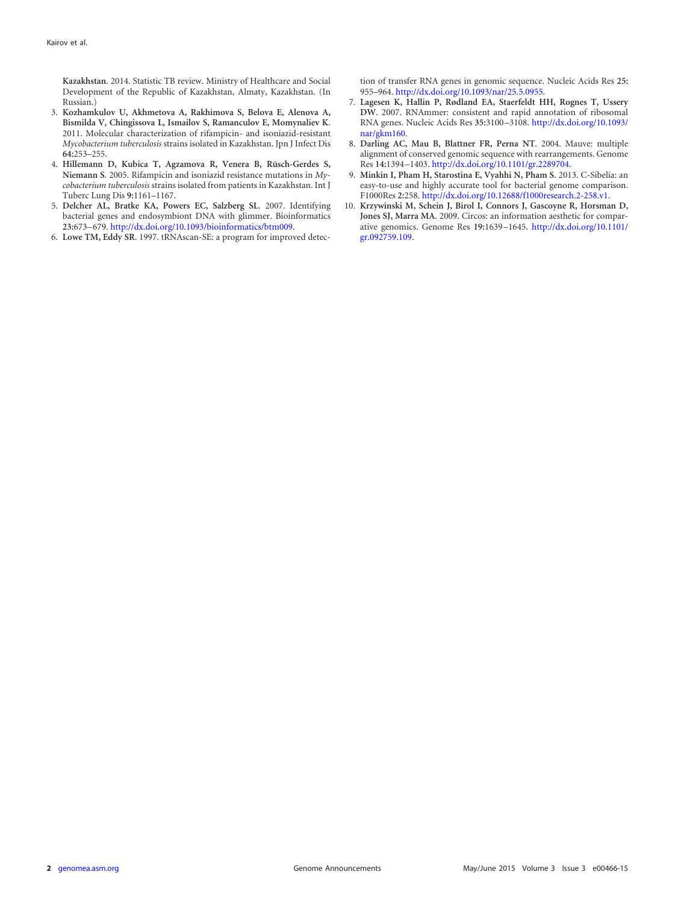**Kazakhstan**. 2014. Statistic TB review. Ministry of Healthcare and Social Development of the Republic of Kazakhstan, Almaty, Kazakhstan. (In Russian.)

3. **Kozhamkulov U, Akhmetova A, Rakhimova S, Belova E, Alenova A, Bismilda V, Chingissova L, Ismailov S, Ramanculov E, Momynaliev K**. 2011. Molecular characterization of rifampicin- and isoniazid-resistant *Mycobacterium tuberculosis* strains isolated in Kazakhstan. Jpn J Infect Dis **64**:253–255.
4. **Hillemann D, Kubica T, Agzamova R, Venera B, Rüsch-Gerdes S, Niemann S**. 2005. Rifampicin and isoniazid resistance mutations in *Mycobacterium tuberculosis* strains isolated from patients in Kazakhstan. Int J Tuberc Lung Dis **9**:1161–1167.
5. **Delcher AL, Bratke KA, Powers EC, Salzberg SL**. 2007. Identifying bacterial genes and endosymbiont DNA with glimmer. Bioinformatics **23**:673–679. http://dx.doi.org/10.1093/bioinformatics/btm009.
6. **Lowe TM, Eddy SR**. 1997. tRNAscan-SE: a program for improved detection of transfer RNA genes in genomic sequence. Nucleic Acids Res **25**: 955–964. http://dx.doi.org/10.1093/nar/25.5.0955.
7. **Lagesen K, Hallin P, Rødland EA, Staerfeldt HH, Rognes T, Ussery DW**. 2007. RNAmmer: consistent and rapid annotation of ribosomal RNA genes. Nucleic Acids Res **35**:3100–3108. http://dx.doi.org/10.1093/nar/gkm160.
8. **Darling AC, Mau B, Blattner FR, Perna NT**. 2004. Mauve: multiple alignment of conserved genomic sequence with rearrangements. Genome Res **14**:1394–1403. http://dx.doi.org/10.1101/gr.2289704.
9. **Minkin I, Pham H, Starostina E, Vyahhi N, Pham S**. 2013. C-Sibelia: an easy-to-use and highly accurate tool for bacterial genome comparison. F1000Res **2**:258. http://dx.doi.org/10.12688/f1000research.2-258.v1.
10. **Krzywinski M, Schein J, Birol I, Connors J, Gascoyne R, Horsman D, Jones SJ, Marra MA**. 2009. Circos: an information aesthetic for comparative genomics. Genome Res **19**:1639–1645. http://dx.doi.org/10.1101/gr.092759.109.